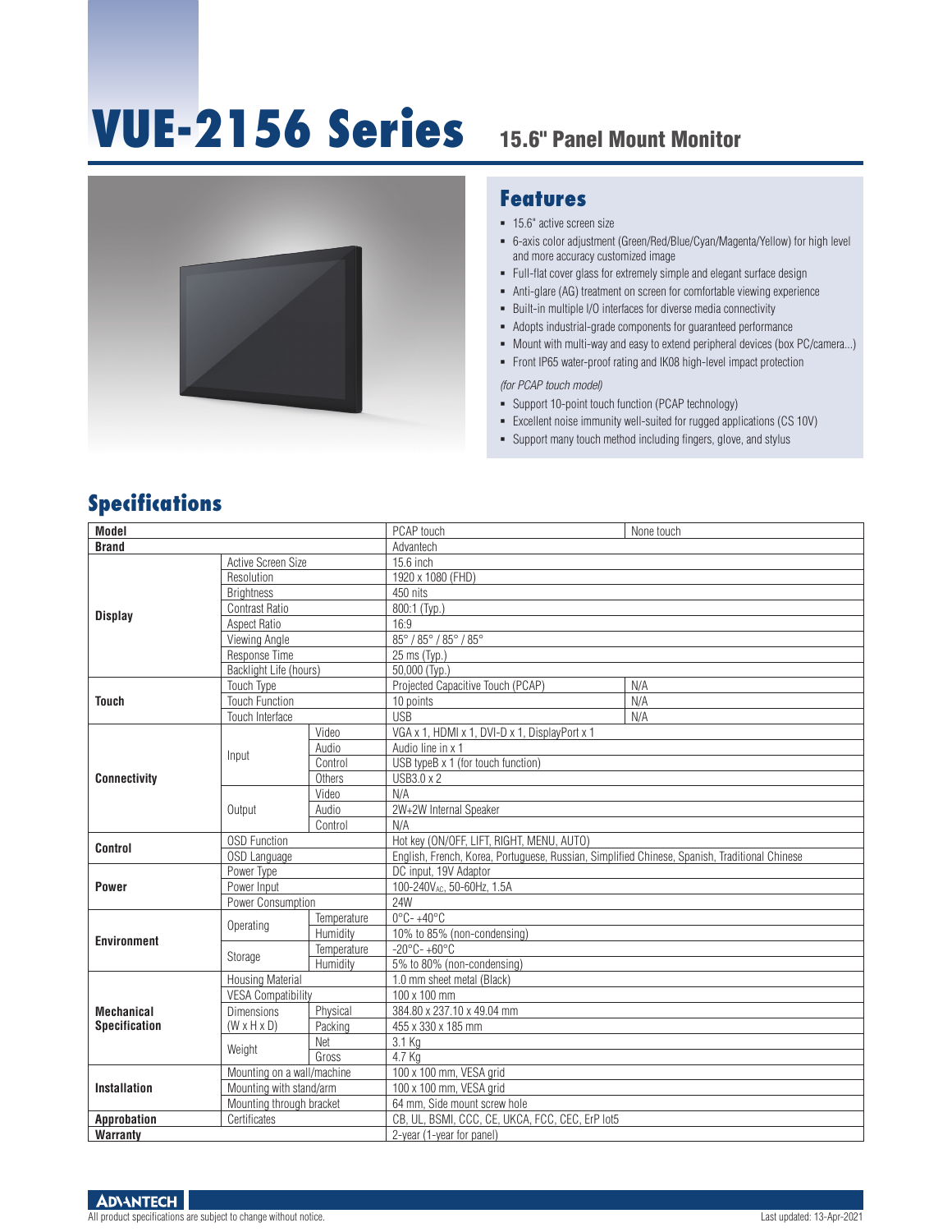# VUE-2156 Series

## 15.6" Panel Mount Monitor

## Features

- 15.6" active screen size
- 6-axis color adjustment (Green/Red/Blue/Cyan/Magenta/Yellow) for high level and more accuracy customized image
- Full-flat cover glass for extremely simple and elegant surface design
- Anti-glare (AG) treatment on screen for comfortable viewing experience
- Built-in multiple I/O interfaces for diverse media connectivity
- Adopts industrial-grade components for guaranteed performance
- Mount with multi-way and easy to extend peripheral devices (box PC/camera...)
- Front IP65 water-proof rating and IK08 high-level impact protection

*(for PCAP touch model)*

- Support 10-point touch function (PCAP technology)
- Excellent noise immunity well-suited for rugged applications (CS 10V)
- Support many touch method including fingers, glove, and stylus

## Specifications

| Model | | | PCAP touch | None touch |
|---|---|---|---|---|
| **Brand** | | | Advantech | |
| **Display** | Active Screen Size | | 15.6 inch | |
| | Resolution | | 1920 x 1080 (FHD) | |
| | Brightness | | 450 nits | |
| | Contrast Ratio | | 800:1 (Typ.) | |
| | Aspect Ratio | | 16:9 | |
| | Viewing Angle | | 85° / 85° / 85° / 85° | |
| | Response Time | | 25 ms (Typ.) | |
| | Backlight Life (hours) | | 50,000 (Typ.) | |
| **Touch** | Touch Type | | Projected Capacitive Touch (PCAP) | N/A |
| | Touch Function | | 10 points | N/A |
| | Touch Interface | | USB | N/A |
| **Connectivity** | Input | Video | VGA x 1, HDMI x 1, DVI-D x 1, DisplayPort x 1 | |
| | | Audio | Audio line in x 1 | |
| | | Control | USB typeB x 1 (for touch function) | |
| | | Others | USB3.0 x 2 | |
| | Output | Video | N/A | |
| | | Audio | 2W+2W Internal Speaker | |
| | | Control | N/A | |
| **Control** | OSD Function | | Hot key (ON/OFF, LIFT, RIGHT, MENU, AUTO) | |
| | OSD Language | | English, French, Korea, Portuguese, Russian, Simplified Chinese, Spanish, Traditional Chinese | |
| **Power** | Power Type | | DC input, 19V Adaptor | |
| | Power Input | | 100-240$V_{AC}$, 50-60Hz, 1.5A | |
| | Power Consumption | | 24W | |
| **Environment** | Operating | Temperature | 0°C- +40°C | |
| | | Humidity | 10% to 85% (non-condensing) | |
| | Storage | Temperature | -20°C- +60°C | |
| | | Humidity | 5% to 80% (non-condensing) | |
| **Mechanical Specification** | Housing Material | | 1.0 mm sheet metal (Black) | |
| | VESA Compatibility | | 100 x 100 mm | |
| | Dimensions (W x H x D) | Physical | 384.80 x 237.10 x 49.04 mm | |
| | | Packing | 455 x 330 x 185 mm | |
| | Weight | Net | 3.1 Kg | |
| | | Gross | 4.7 Kg | |
| **Installation** | Mounting on a wall/machine | | 100 x 100 mm, VESA grid | |
| | Mounting with stand/arm | | 100 x 100 mm, VESA grid | |
| | Mounting through bracket | | 64 mm, Side mount screw hole | |
| **Approbation** | Certificates | | CB, UL, BSMI, CCC, CE, UKCA, FCC, CEC, ErP lot5 | |
| **Warranty** | | | 2-year (1-year for panel) | |

All product specifications are subject to change without notice.

Last updated: 13-Apr-2021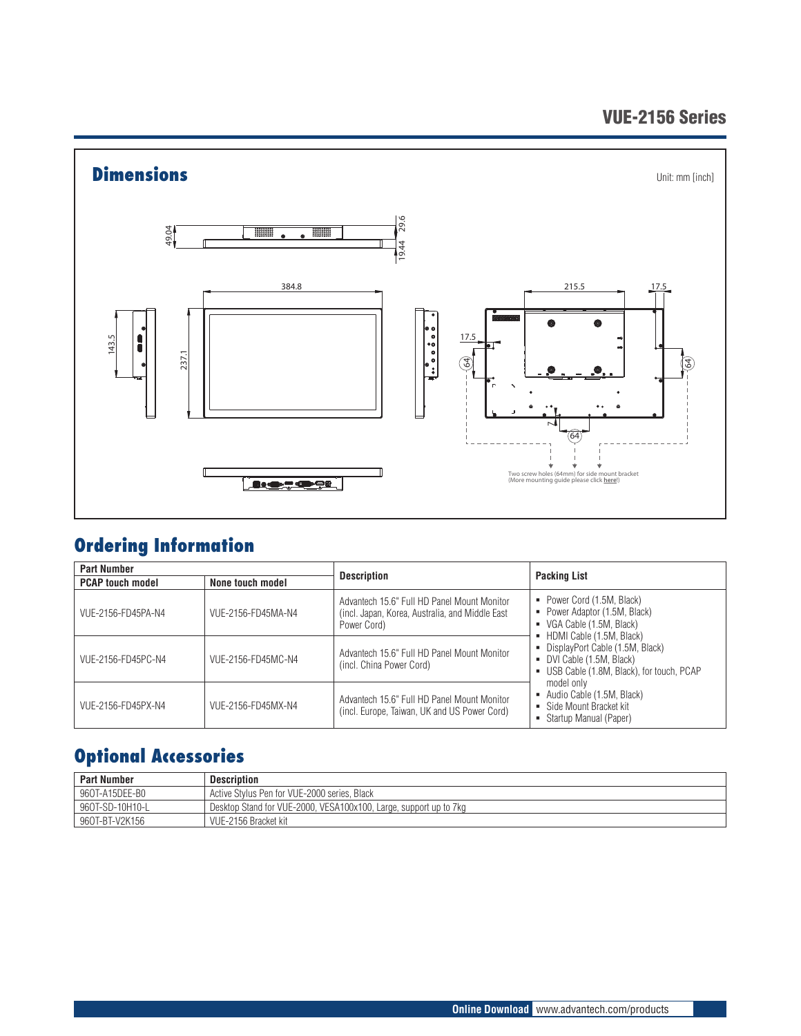## Dimensions

Unit: mm [inch]

49.04
29.6
19.44
384.8
215.5
17.5
143.5
237.1
17.5
64
64
64

Two screw holes (64mm) for side mount bracket
(More mounting guide please click here!)

## Ordering Information

| Part Number | | Description | Packing List |
|---|---|---|---|
| PCAP touch model | None touch model | | |
| VUE-2156-FD45PA-N4 | VUE-2156-FD45MA-N4 | Advantech 15.6" Full HD Panel Mount Monitor (incl. Japan, Korea, Australia, and Middle East Power Cord) | ▪ Power Cord (1.5M, Black)<br>▪ Power Adaptor (1.5M, Black)<br>▪ VGA Cable (1.5M, Black)<br>▪ HDMI Cable (1.5M, Black)<br>▪ DisplayPort Cable (1.5M, Black)<br>▪ DVI Cable (1.5M, Black)<br>▪ USB Cable (1.8M, Black), for touch, PCAP model only<br>▪ Audio Cable (1.5M, Black)<br>▪ Side Mount Bracket kit<br>▪ Startup Manual (Paper) |
| VUE-2156-FD45PC-N4 | VUE-2156-FD45MC-N4 | Advantech 15.6" Full HD Panel Mount Monitor (incl. China Power Cord) | |
| VUE-2156-FD45PX-N4 | VUE-2156-FD45MX-N4 | Advantech 15.6" Full HD Panel Mount Monitor (incl. Europe, Taiwan, UK and US Power Cord) | |

## Optional Accessories

| Part Number | Description |
|---|---|
| 96OT-A15DEE-B0 | Active Stylus Pen for VUE-2000 series, Black |
| 96OT-SD-10H10-L | Desktop Stand for VUE-2000, VESA100x100, Large, support up to 7kg |
| 96OT-BT-V2K156 | VUE-2156 Bracket kit |

**Online Download** www.advantech.com/products